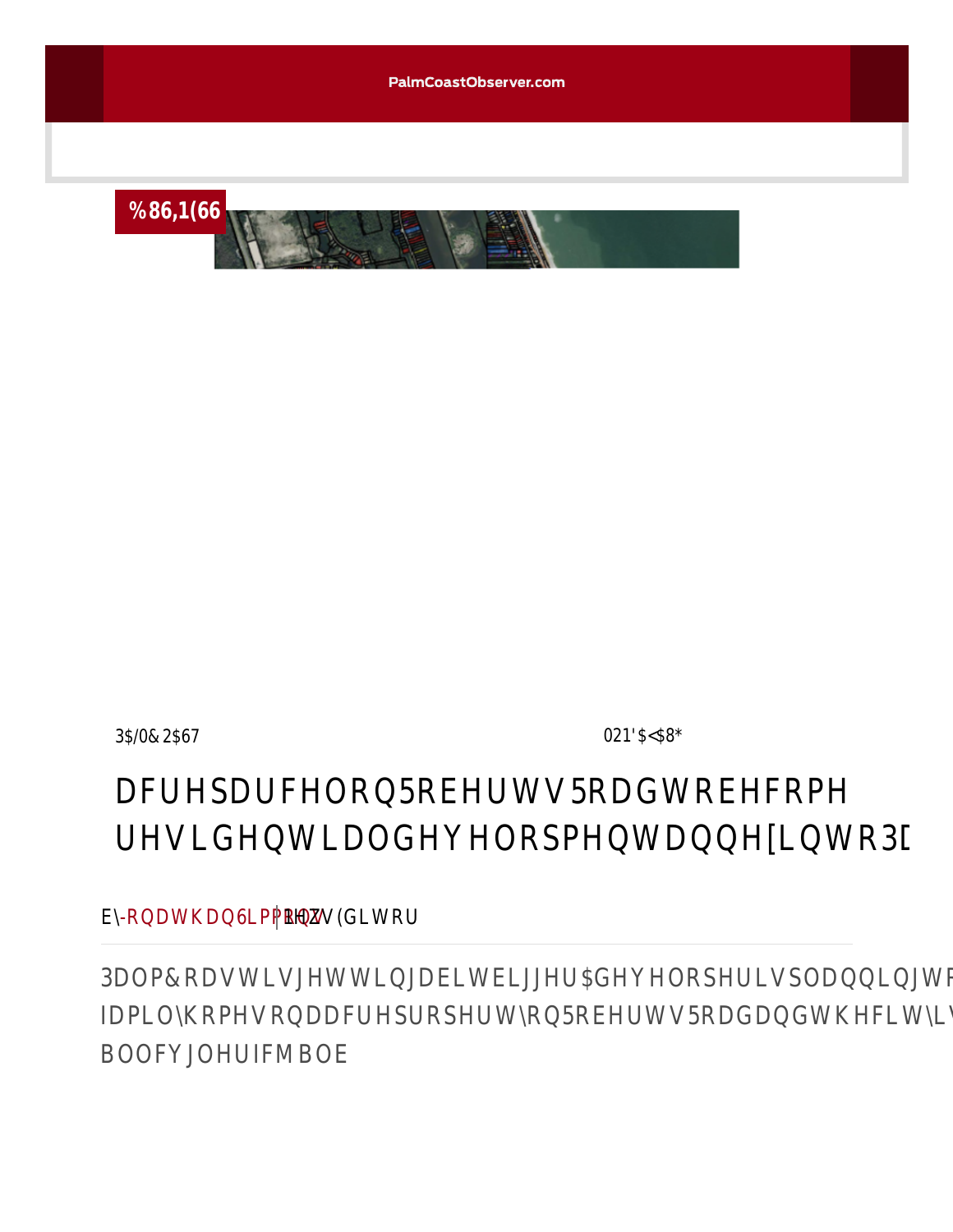BUSINESS

PALM COAST

MONDAY, AUG

# acre parcel on Roberts Road to become residential development, annex into Pa

by Jonathan Simmons | News Editor

Palm Coast is getting a bit bigger A developer is planning to
family homes on a acre property on Roberts Road and the city is
annex ing the land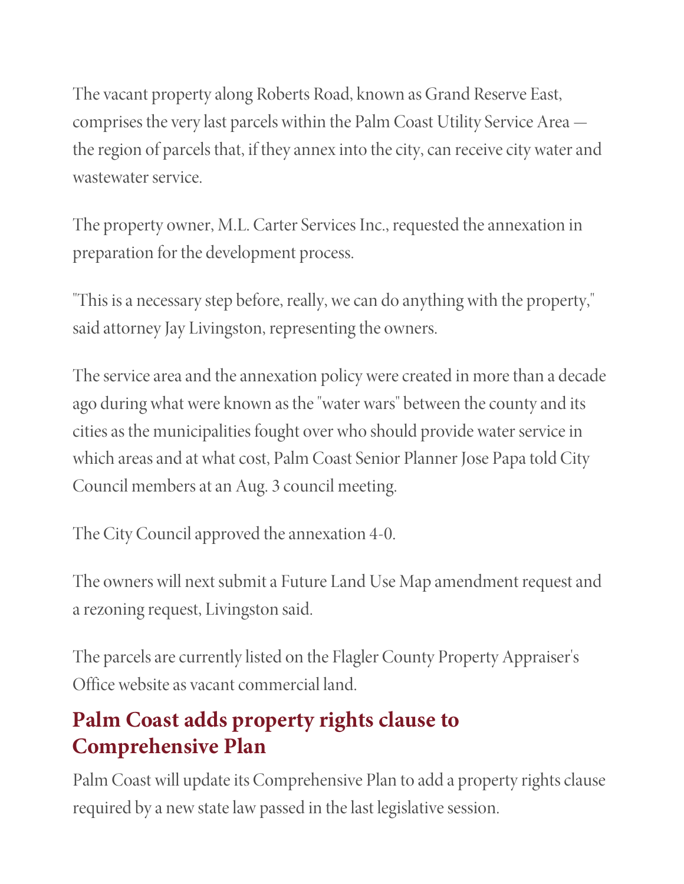The vacant property along Roberts Road, known as Grand Reserve East, comprises the very last parcels within the Palm Coast Utility Service Area — the region of parcels that, if they annex into the city, can receive city water and wastewater service.

The property owner, M.L. Carter Services Inc., requested the annexation in preparation for the development process.

"This is a necessary step before, really, we can do anything with the property," said attorney Jay Livingston, representing the owners.

The service area and the annexation policy were created in more than a decade ago during what were known as the "water wars" between the county and its cities as the municipalities fought over who should provide water service in which areas and at what cost, Palm Coast Senior Planner Jose Papa told City Council members at an Aug. 3 council meeting.

The City Council approved the annexation 4-0.

The owners will next submit a Future Land Use Map amendment request and a rezoning request, Livingston said.

The parcels are currently listed on the Flagler County Property Appraiser's Office website as vacant commercial land.

## Palm Coast adds property rights clause to Comprehensive Plan

Palm Coast will update its Comprehensive Plan to add a property rights clause required by a new state law passed in the last legislative session.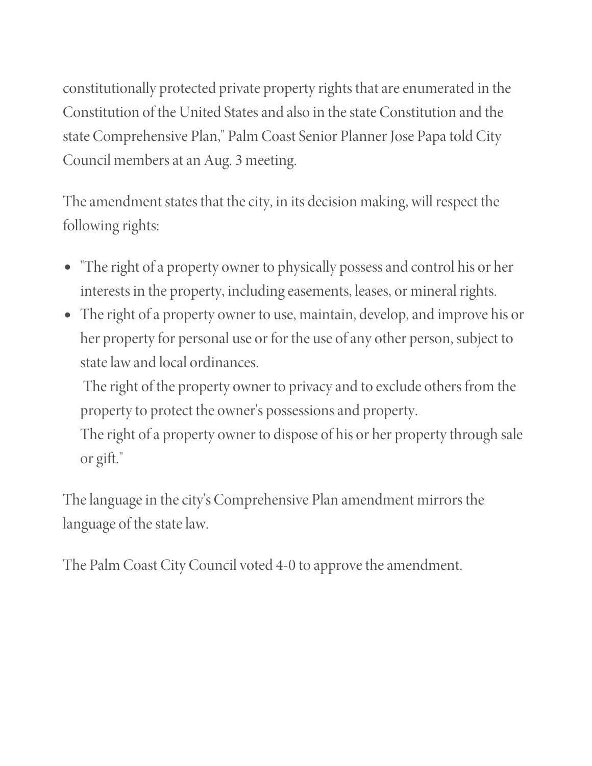constitutionally protected private property rights that are enumerated in the Constitution of the United States and also in the state Constitution and the state Comprehensive Plan," Palm Coast Senior Planner Jose Papa told City Council members at an Aug. 3 meeting.

The amendment states that the city, in its decision making, will respect the following rights:

- "The right of a property owner to physically possess and control his or her interests in the property, including easements, leases, or mineral rights.
- The right of a property owner to use, maintain, develop, and improve his or her property for personal use or for the use of any other person, subject to state law and local ordinances.
  The right of the property owner to privacy and to exclude others from the property to protect the owner's possessions and property.
  The right of a property owner to dispose of his or her property through sale or gift."

The language in the city's Comprehensive Plan amendment mirrors the language of the state law.

The Palm Coast City Council voted 4-0 to approve the amendment.